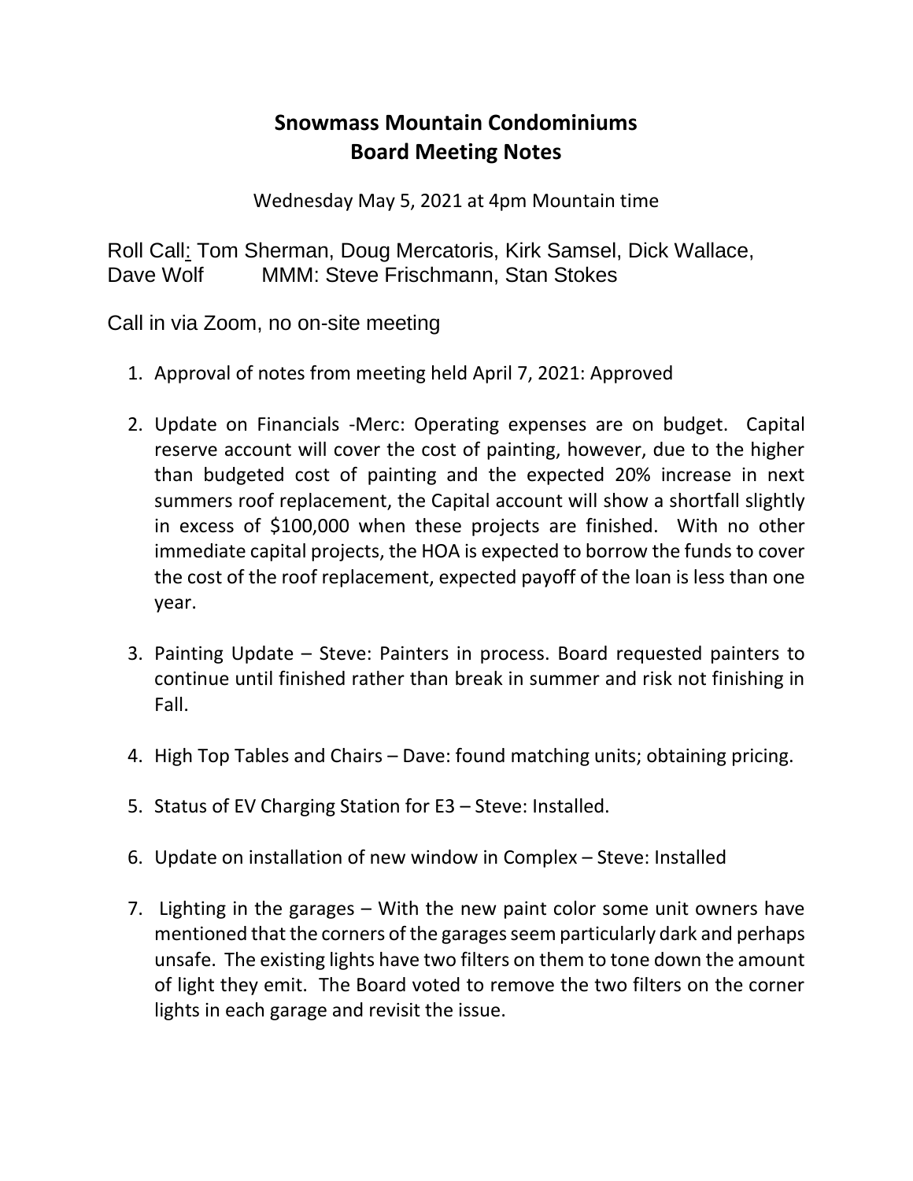# Snowmass Mountain Condominiums
# Board Meeting Notes

Wednesday May 5, 2021 at 4pm Mountain time

Roll Call: Tom Sherman, Doug Mercatoris, Kirk Samsel, Dick Wallace, Dave Wolf MMM: Steve Frischmann, Stan Stokes

Call in via Zoom, no on-site meeting

1. Approval of notes from meeting held April 7, 2021: Approved

2. Update on Financials -Merc: Operating expenses are on budget. Capital reserve account will cover the cost of painting, however, due to the higher than budgeted cost of painting and the expected 20% increase in next summers roof replacement, the Capital account will show a shortfall slightly in excess of $100,000 when these projects are finished. With no other immediate capital projects, the HOA is expected to borrow the funds to cover the cost of the roof replacement, expected payoff of the loan is less than one year.

3. Painting Update – Steve: Painters in process. Board requested painters to continue until finished rather than break in summer and risk not finishing in Fall.

4. High Top Tables and Chairs – Dave: found matching units; obtaining pricing.

5. Status of EV Charging Station for E3 – Steve: Installed.

6. Update on installation of new window in Complex – Steve: Installed

7. Lighting in the garages – With the new paint color some unit owners have mentioned that the corners of the garages seem particularly dark and perhaps unsafe. The existing lights have two filters on them to tone down the amount of light they emit. The Board voted to remove the two filters on the corner lights in each garage and revisit the issue.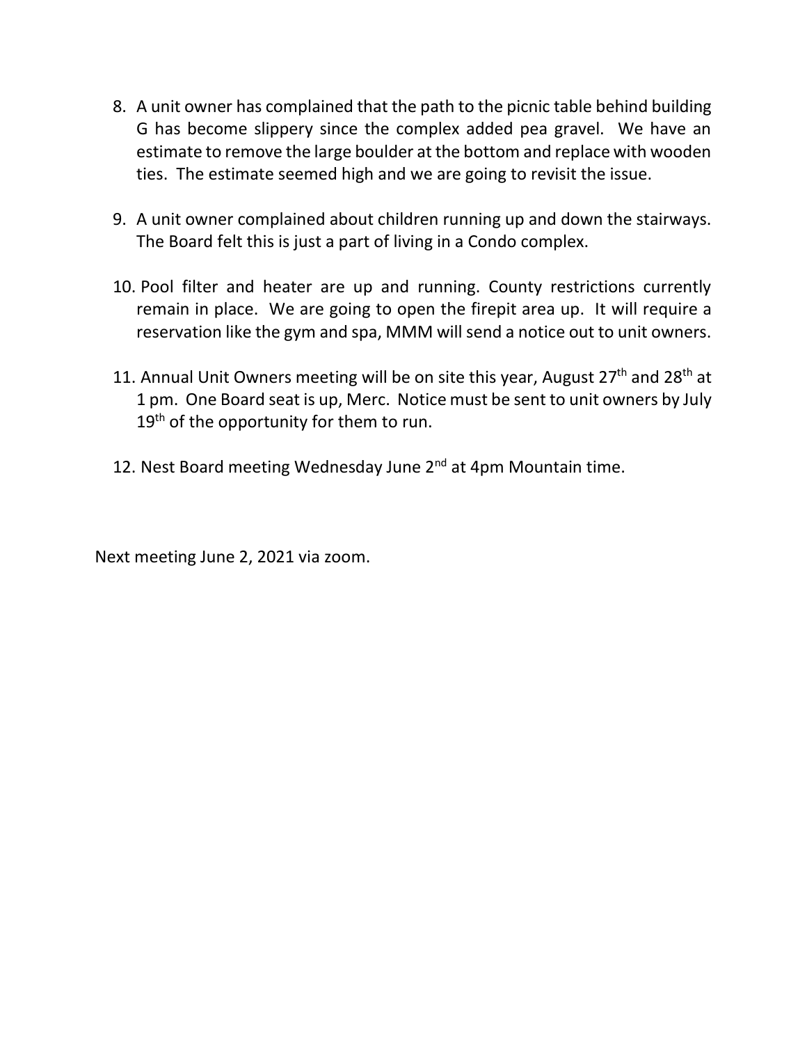8. A unit owner has complained that the path to the picnic table behind building G has become slippery since the complex added pea gravel. We have an estimate to remove the large boulder at the bottom and replace with wooden ties. The estimate seemed high and we are going to revisit the issue.

9. A unit owner complained about children running up and down the stairways. The Board felt this is just a part of living in a Condo complex.

10. Pool filter and heater are up and running. County restrictions currently remain in place. We are going to open the firepit area up. It will require a reservation like the gym and spa, MMM will send a notice out to unit owners.

11. Annual Unit Owners meeting will be on site this year, August 27th and 28th at 1 pm. One Board seat is up, Merc. Notice must be sent to unit owners by July 19th of the opportunity for them to run.

12. Nest Board meeting Wednesday June 2nd at 4pm Mountain time.

Next meeting June 2, 2021 via zoom.